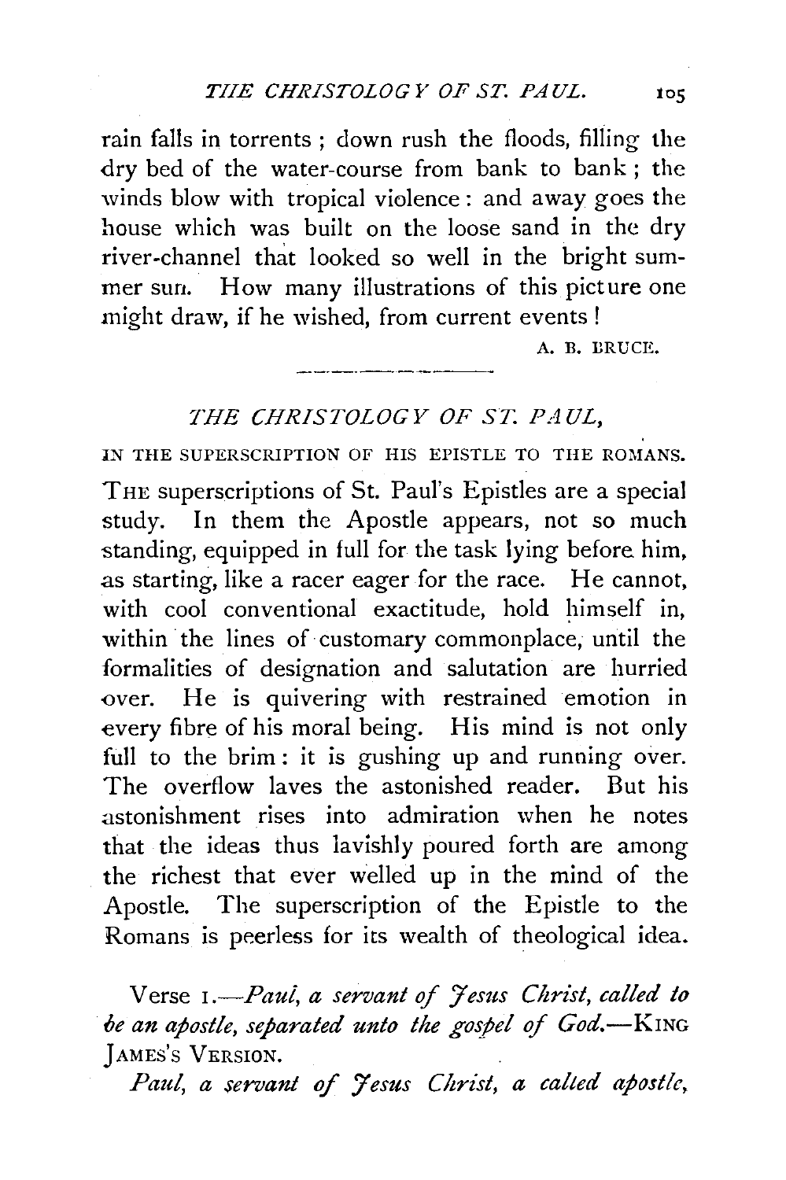rain falls in torrents; down rush the floods, filling the dry bed of the water-course from bank to bank; the winds blow with tropical violence: and away goes the house which was built on the loose sand in the dry river-channel that looked so well in the bright summer sun. How many illustrations of this picture one might draw, if he wished, from current events!

A. B. BRUCE.

---

## *THE CHRISTOLOGY OF ST. PAUL,*

### IN THE SUPERSCRIPTION OF HIS EPISTLE TO THE ROMANS.

THE superscriptions of St. Paul's Epistles are a special study. In them the Apostle appears, not so much standing, equipped in full for the task lying before him, as starting, like a racer eager for the race. He cannot, with cool conventional exactitude, hold himself in, within the lines of customary commonplace, until the formalities of designation and salutation are hurried over. He is quivering with restrained emotion in every fibre of his moral being. His mind is not only full to the brim: it is gushing up and running over. The overflow laves the astonished reader. But his astonishment rises into admiration when he notes that the ideas thus lavishly poured forth are among the richest that ever welled up in the mind of the Apostle. The superscription of the Epistle to the Romans is peerless for its wealth of theological idea.

Verse 1.—*Paul, a servant of Jesus Christ, called to be an apostle, separated unto the gospel of God.*—KING JAMES'S VERSION.

*Paul, a servant of Jesus Christ, a called apostle,*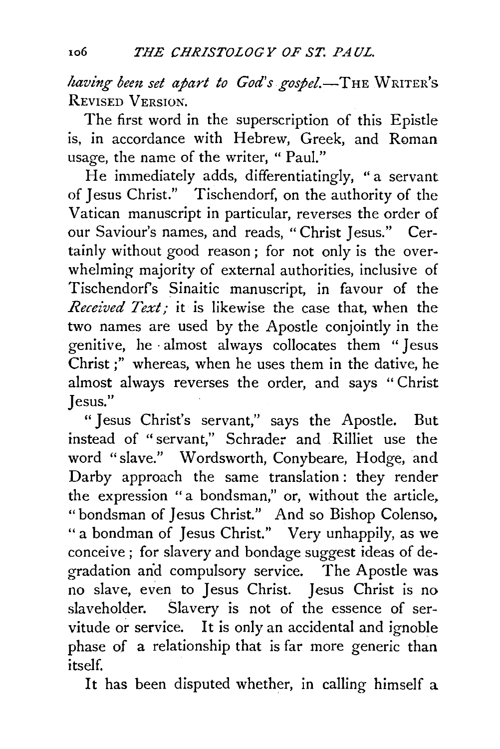*having been set apart to God's gospel.*—THE WRITER'S REVISED VERSION.

The first word in the superscription of this Epistle is, in accordance with Hebrew, Greek, and Roman usage, the name of the writer, "Paul."

He immediately adds, differentiatingly, "a servant of Jesus Christ." Tischendorf, on the authority of the Vatican manuscript in particular, reverses the order of our Saviour's names, and reads, "Christ Jesus." Certainly without good reason; for not only is the overwhelming majority of external authorities, inclusive of Tischendorf's Sinaitic manuscript, in favour of the *Received Text;* it is likewise the case that, when the two names are used by the Apostle conjointly in the genitive, he almost always collocates them "Jesus Christ;" whereas, when he uses them in the dative, he almost always reverses the order, and says "Christ Jesus."

"Jesus Christ's servant," says the Apostle. But instead of "servant," Schrader and Rilliet use the word "slave." Wordsworth, Conybeare, Hodge, and Darby approach the same translation: they render the expression "a bondsman," or, without the article, "bondsman of Jesus Christ." And so Bishop Colenso, "a bondman of Jesus Christ." Very unhappily, as we conceive; for slavery and bondage suggest ideas of degradation and compulsory service. The Apostle was no slave, even to Jesus Christ. Jesus Christ is no slaveholder. Slavery is not of the essence of servitude or service. It is only an accidental and ignoble phase of a relationship that is far more generic than itself.

It has been disputed whether, in calling himself a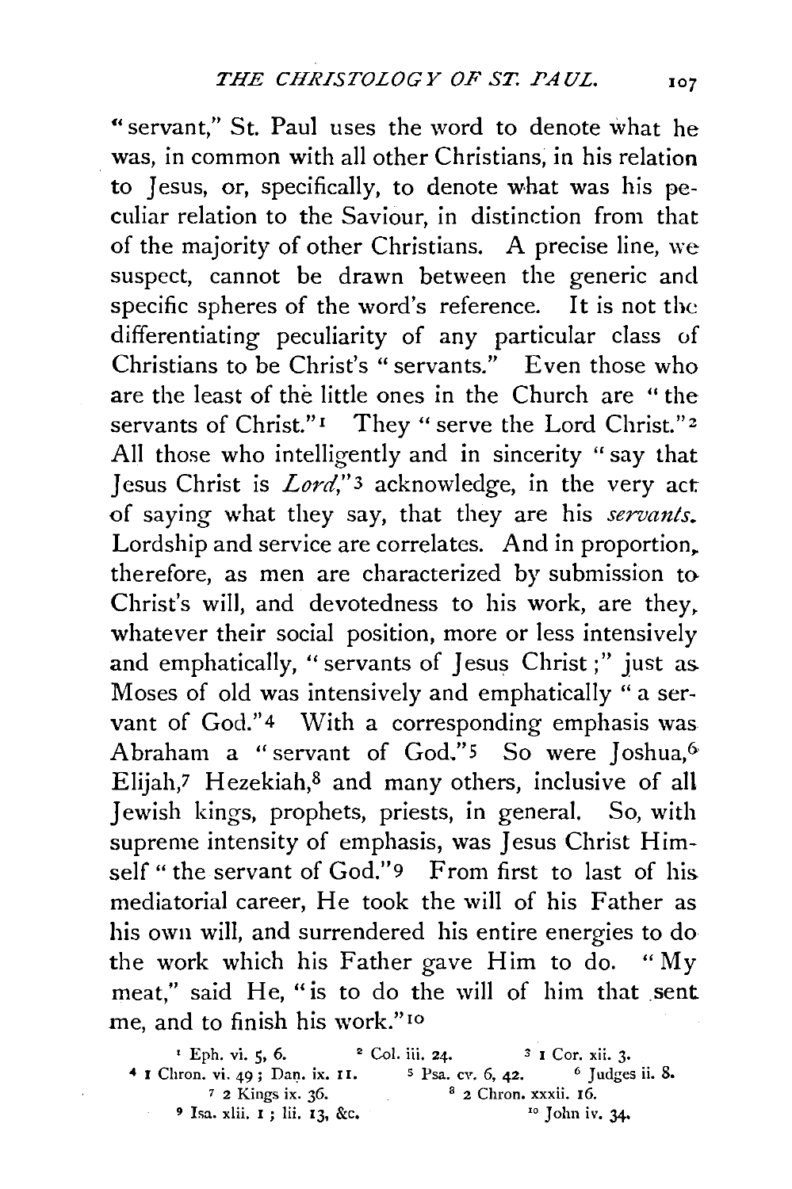"servant," St. Paul uses the word to denote what he was, in common with all other Christians, in his relation to Jesus, or, specifically, to denote what was his peculiar relation to the Saviour, in distinction from that of the majority of other Christians. A precise line, we suspect, cannot be drawn between the generic and specific spheres of the word's reference. It is not the differentiating peculiarity of any particular class of Christians to be Christ's "servants." Even those who are the least of the little ones in the Church are "the servants of Christ."[1] They "serve the Lord Christ."[2] All those who intelligently and in sincerity "say that Jesus Christ is *Lord*,"[3] acknowledge, in the very act of saying what they say, that they are his *servants*. Lordship and service are correlates. And in proportion, therefore, as men are characterized by submission to Christ's will, and devotedness to his work, are they, whatever their social position, more or less intensively and emphatically, "servants of Jesus Christ;" just as Moses of old was intensively and emphatically "a servant of God."[4] With a corresponding emphasis was Abraham a "servant of God."[5] So were Joshua,[6] Elijah,[7] Hezekiah,[8] and many others, inclusive of all Jewish kings, prophets, priests, in general. So, with supreme intensity of emphasis, was Jesus Christ Himself "the servant of God."[9] From first to last of his mediatorial career, He took the will of his Father as his own will, and surrendered his entire energies to do the work which his Father gave Him to do. "My meat," said He, "is to do the will of him that sent me, and to finish his work."[10]

[1] Eph. vi. 5, 6. [2] Col. iii. 24. [3] 1 Cor. xii. 3.
[4] 1 Chron. vi. 49; Dan. ix. 11. [5] Psa. cv. 6, 42. [6] Judges ii. 8.
[7] 2 Kings ix. 36. [8] 2 Chron. xxxii. 16.
[9] Isa. xlii. 1; lii. 13, &c. [10] John iv. 34.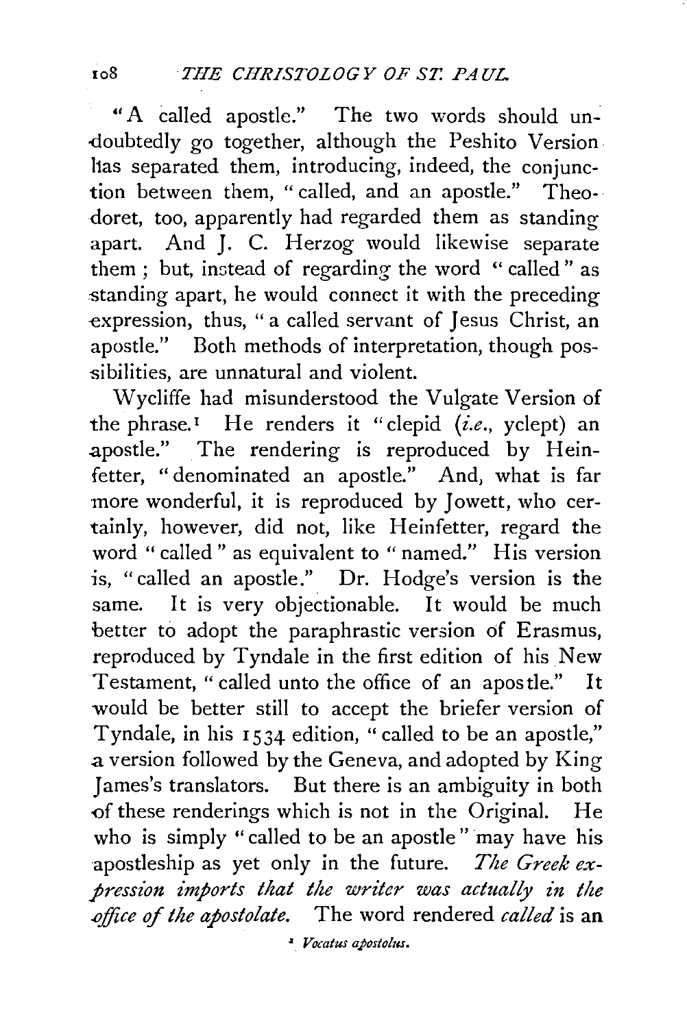"A called apostle." The two words should undoubtedly go together, although the Peshito Version has separated them, introducing, indeed, the conjunction between them, "called, and an apostle." Theodoret, too, apparently had regarded them as standing apart. And J. C. Herzog would likewise separate them; but, instead of regarding the word "called" as standing apart, he would connect it with the preceding expression, thus, "a called servant of Jesus Christ, an apostle." Both methods of interpretation, though possibilities, are unnatural and violent.

Wycliffe had misunderstood the Vulgate Version of the phrase.[1] He renders it "clepid (*i.e.*, yclept) an apostle." The rendering is reproduced by Heinfetter, "denominated an apostle." And, what is far more wonderful, it is reproduced by Jowett, who certainly, however, did not, like Heinfetter, regard the word "called" as equivalent to "named." His version is, "called an apostle." Dr. Hodge's version is the same. It is very objectionable. It would be much better to adopt the paraphrastic version of Erasmus, reproduced by Tyndale in the first edition of his New Testament, "called unto the office of an apostle." It would be better still to accept the briefer version of Tyndale, in his 1534 edition, "called to be an apostle," a version followed by the Geneva, and adopted by King James's translators. But there is an ambiguity in both of these renderings which is not in the Original. He who is simply "called to be an apostle" may have his apostleship as yet only in the future. *The Greek expression imports that the writer was actually in the office of the apostolate.* The word rendered *called* is an

[1] *Vocatus apostolus.*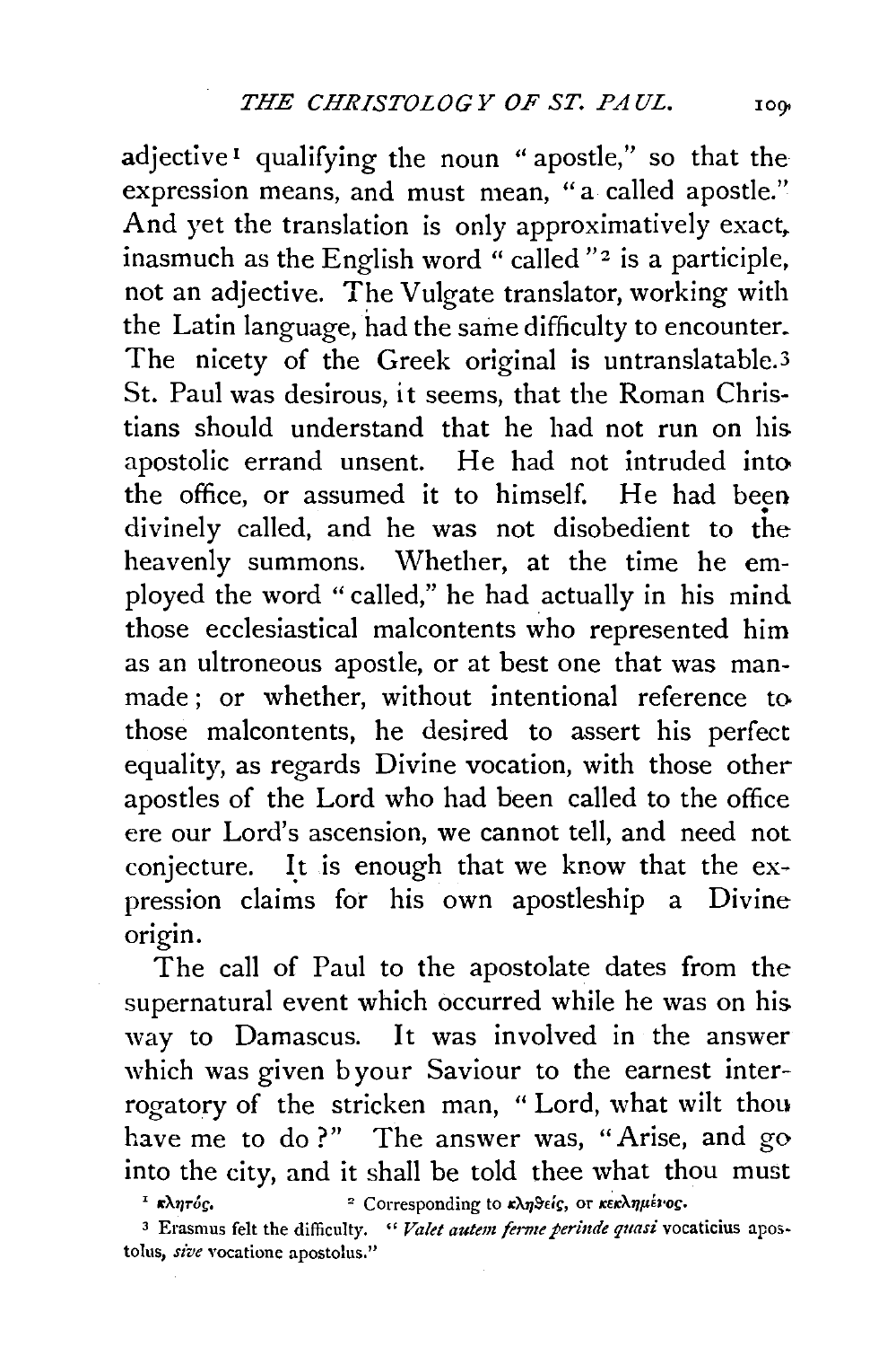adjective[1] qualifying the noun "apostle," so that the expression means, and must mean, "a called apostle." And yet the translation is only approximatively exact, inasmuch as the English word "called"[2] is a participle, not an adjective. The Vulgate translator, working with the Latin language, had the same difficulty to encounter. The nicety of the Greek original is untranslatable.[3] St. Paul was desirous, it seems, that the Roman Christians should understand that he had not run on his apostolic errand unsent. He had not intruded into the office, or assumed it to himself. He had been divinely called, and he was not disobedient to the heavenly summons. Whether, at the time he employed the word "called," he had actually in his mind those ecclesiastical malcontents who represented him as an ultroneous apostle, or at best one that was man-made; or whether, without intentional reference to those malcontents, he desired to assert his perfect equality, as regards Divine vocation, with those other apostles of the Lord who had been called to the office ere our Lord's ascension, we cannot tell, and need not conjecture. It is enough that we know that the expression claims for his own apostleship a Divine origin.

The call of Paul to the apostolate dates from the supernatural event which occurred while he was on his way to Damascus. It was involved in the answer which was given byour Saviour to the earnest interrogatory of the stricken man, "Lord, what wilt thou have me to do?" The answer was, "Arise, and go into the city, and it shall be told thee what thou must

[1] κλητός.

[2] Corresponding to κληθείς, or κεκλημένος.

[3] Erasmus felt the difficulty. "*Valet autem ferme perinde quasi* vocaticius apostolus, *sive* vocatione apostolus."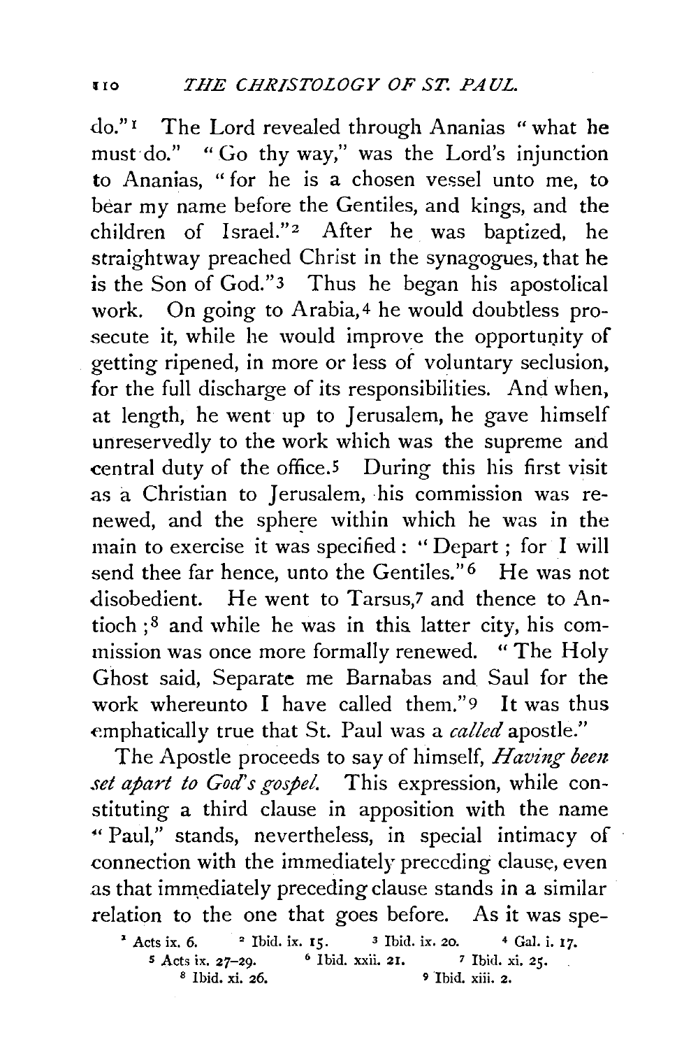do."[1] The Lord revealed through Ananias "what he must do." "Go thy way," was the Lord's injunction to Ananias, "for he is a chosen vessel unto me, to bear my name before the Gentiles, and kings, and the children of Israel."[2] After he was baptized, he straightway preached Christ in the synagogues, that he is the Son of God."[3] Thus he began his apostolical work. On going to Arabia,[4] he would doubtless prosecute it, while he would improve the opportunity of getting ripened, in more or less of voluntary seclusion, for the full discharge of its responsibilities. And when, at length, he went up to Jerusalem, he gave himself unreservedly to the work which was the supreme and central duty of the office.[5] During this his first visit as a Christian to Jerusalem, his commission was renewed, and the sphere within which he was in the main to exercise it was specified: "Depart; for I will send thee far hence, unto the Gentiles."[6] He was not disobedient. He went to Tarsus,[7] and thence to Antioch;[8] and while he was in this latter city, his commission was once more formally renewed. "The Holy Ghost said, Separate me Barnabas and Saul for the work whereunto I have called them."[9] It was thus emphatically true that St. Paul was a *called* apostle."

The Apostle proceeds to say of himself, *Having been set apart to God's gospel.* This expression, while constituting a third clause in apposition with the name "Paul," stands, nevertheless, in special intimacy of connection with the immediately preceding clause, even as that immediately preceding clause stands in a similar relation to the one that goes before. As it was spe-

[1] Acts ix. 6. [2] Ibid. ix. 15. [3] Ibid. ix. 20. [4] Gal. i. 17.
[5] Acts ix. 27–29. [6] Ibid. xxii. 21. [7] Ibid. xi. 25.
[8] Ibid. xi. 26. [9] Ibid. xiii. 2.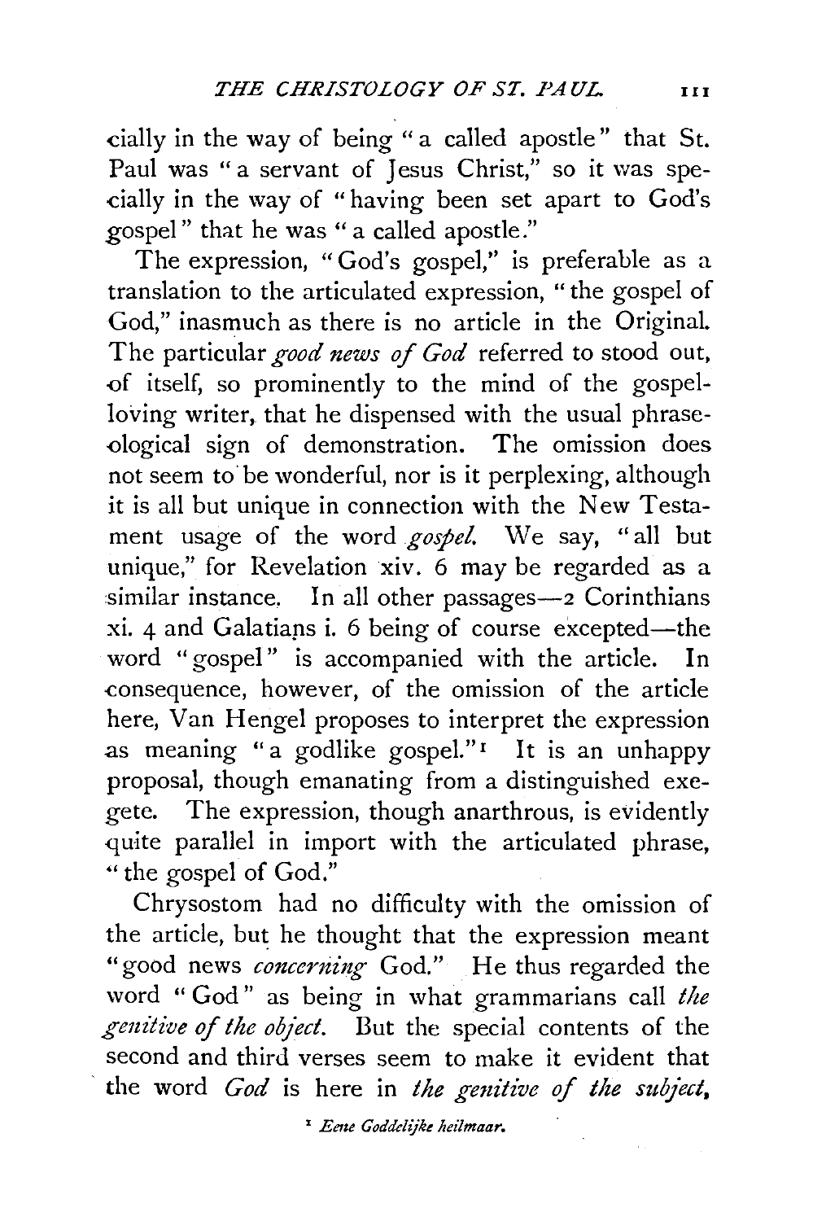cially in the way of being "a called apostle" that St. Paul was "a servant of Jesus Christ," so it was specially in the way of "having been set apart to God's gospel" that he was "a called apostle."

The expression, "God's gospel," is preferable as a translation to the articulated expression, "the gospel of God," inasmuch as there is no article in the Original. The particular *good news of God* referred to stood out, of itself, so prominently to the mind of the gospel-loving writer, that he dispensed with the usual phraseological sign of demonstration. The omission does not seem to be wonderful, nor is it perplexing, although it is all but unique in connection with the New Testament usage of the word *gospel*. We say, "all but unique," for Revelation xiv. 6 may be regarded as a similar instance. In all other passages—2 Corinthians xi. 4 and Galatians i. 6 being of course excepted—the word "gospel" is accompanied with the article. In consequence, however, of the omission of the article here, Van Hengel proposes to interpret the expression as meaning "a godlike gospel."[1] It is an unhappy proposal, though emanating from a distinguished exegete. The expression, though anarthrous, is evidently quite parallel in import with the articulated phrase, "the gospel of God."

Chrysostom had no difficulty with the omission of the article, but he thought that the expression meant "good news *concerning* God." He thus regarded the word "God" as being in what grammarians call *the genitive of the object*. But the special contents of the second and third verses seem to make it evident that the word *God* is here in *the genitive of the subject*,

[1] *Eene Goddelijke heilmaar.*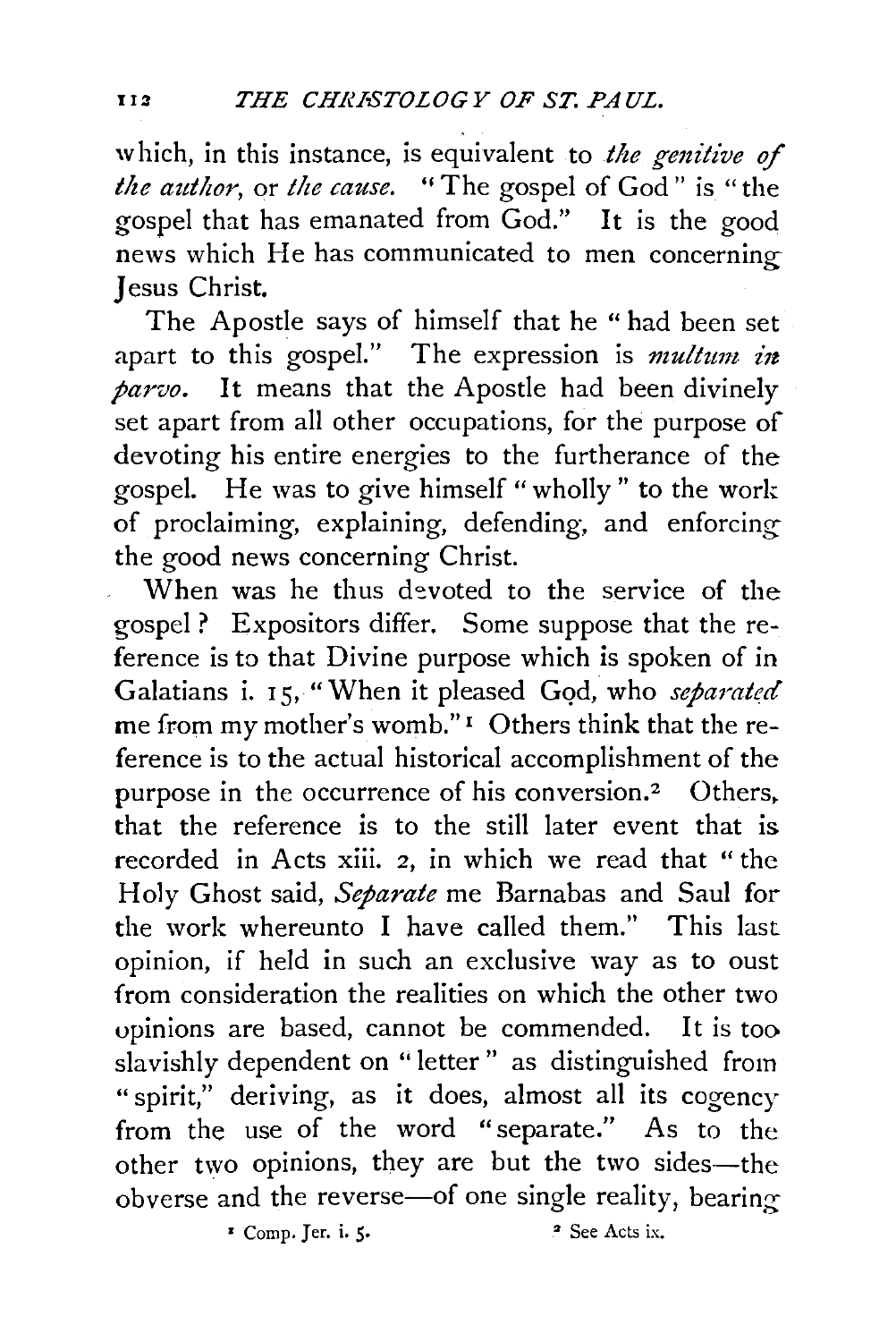which, in this instance, is equivalent to *the genitive of the author*, or *the cause*. "The gospel of God" is "the gospel that has emanated from God." It is the good news which He has communicated to men concerning Jesus Christ.

The Apostle says of himself that he "had been set apart to this gospel." The expression is *multum in parvo*. It means that the Apostle had been divinely set apart from all other occupations, for the purpose of devoting his entire energies to the furtherance of the gospel. He was to give himself "wholly" to the work of proclaiming, explaining, defending, and enforcing the good news concerning Christ.

When was he thus devoted to the service of the gospel? Expositors differ. Some suppose that the reference is to that Divine purpose which is spoken of in Galatians i. 15, "When it pleased God, who *separated* me from my mother's womb."[1] Others think that the reference is to the actual historical accomplishment of the purpose in the occurrence of his conversion.[2] Others, that the reference is to the still later event that is recorded in Acts xiii. 2, in which we read that "the Holy Ghost said, *Separate* me Barnabas and Saul for the work whereunto I have called them." This last opinion, if held in such an exclusive way as to oust from consideration the realities on which the other two opinions are based, cannot be commended. It is too slavishly dependent on "letter" as distinguished from "spirit," deriving, as it does, almost all its cogency from the use of the word "separate." As to the other two opinions, they are but the two sides—the obverse and the reverse—of one single reality, bearing

[1] Comp. Jer. i. 5.

[2] See Acts ix.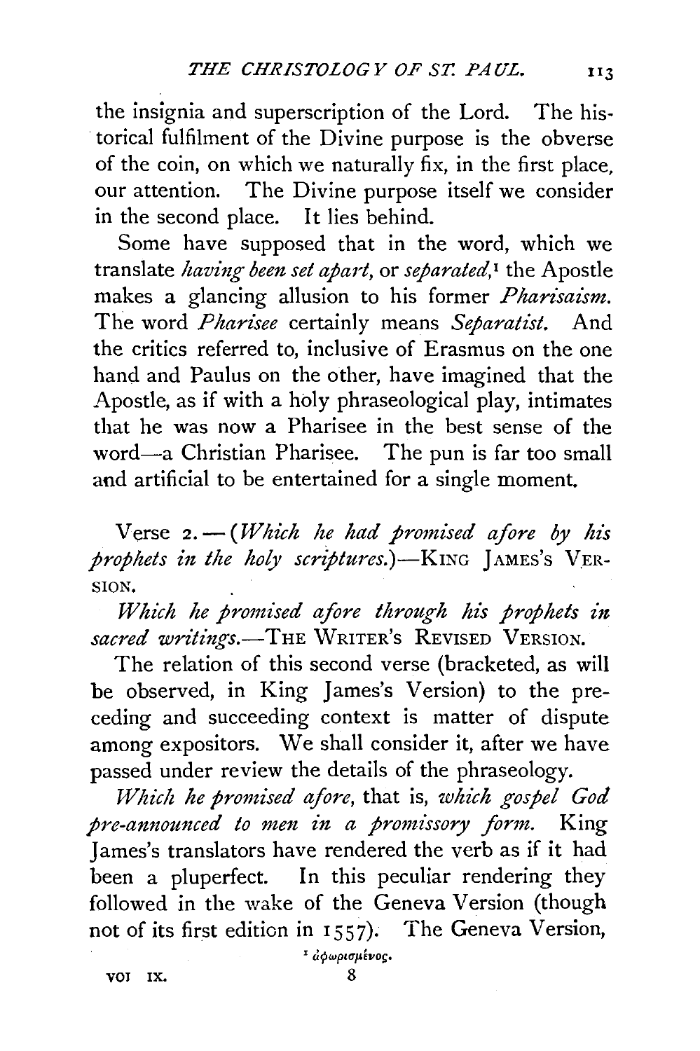the insignia and superscription of the Lord. The historical fulfilment of the Divine purpose is the obverse of the coin, on which we naturally fix, in the first place, our attention. The Divine purpose itself we consider in the second place. It lies behind.

Some have supposed that in the word, which we translate *having been set apart*, or *separated*,[1] the Apostle makes a glancing allusion to his former *Pharisaism*. The word *Pharisee* certainly means *Separatist*. And the critics referred to, inclusive of Erasmus on the one hand and Paulus on the other, have imagined that the Apostle, as if with a holy phraseological play, intimates that he was now a Pharisee in the best sense of the word—a Christian Pharisee. The pun is far too small and artificial to be entertained for a single moment.

Verse 2.—(*Which he had promised afore by his prophets in the holy scriptures.*)—KING JAMES'S VERSION.

*Which he promised afore through his prophets in sacred writings.*—THE WRITER'S REVISED VERSION.

The relation of this second verse (bracketed, as will be observed, in King James's Version) to the preceding and succeeding context is matter of dispute among expositors. We shall consider it, after we have passed under review the details of the phraseology.

*Which he promised afore*, that is, *which gospel God pre-announced to men in a promissory form.* King James's translators have rendered the verb as if it had been a pluperfect. In this peculiar rendering they followed in the wake of the Geneva Version (though not of its first edition in 1557). The Geneva Version,

[1] ἀφωρισμένος.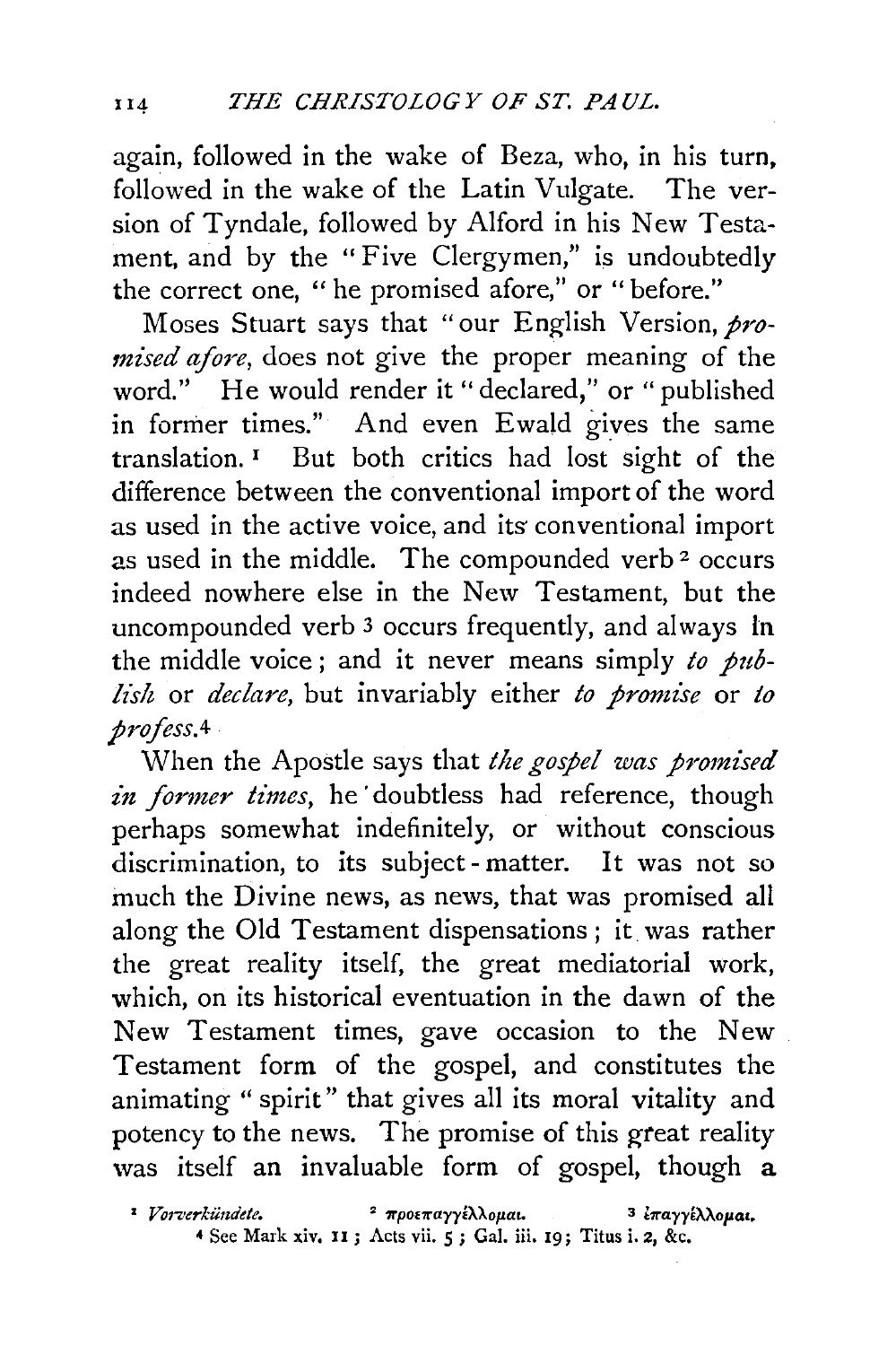again, followed in the wake of Beza, who, in his turn, followed in the wake of the Latin Vulgate. The version of Tyndale, followed by Alford in his New Testament, and by the "Five Clergymen," is undoubtedly the correct one, "he promised afore," or "before."

Moses Stuart says that "our English Version, *promised afore*, does not give the proper meaning of the word." He would render it "declared," or "published in former times." And even Ewald gives the same translation.[1] But both critics had lost sight of the difference between the conventional import of the word as used in the active voice, and its conventional import as used in the middle. The compounded verb[2] occurs indeed nowhere else in the New Testament, but the uncompounded verb[3] occurs frequently, and always in the middle voice; and it never means simply *to publish* or *declare*, but invariably either *to promise* or *to profess*.[4]

When the Apostle says that *the gospel was promised in former times*, he doubtless had reference, though perhaps somewhat indefinitely, or without conscious discrimination, to its subject-matter. It was not so much the Divine news, as news, that was promised all along the Old Testament dispensations; it was rather the great reality itself, the great mediatorial work, which, on its historical eventuation in the dawn of the New Testament times, gave occasion to the New Testament form of the gospel, and constitutes the animating "spirit" that gives all its moral vitality and potency to the news. The promise of this great reality was itself an invaluable form of gospel, though a

[1] *Vorverkündete.* [2] προεπαγγέλλομαι. [3] ἐπαγγέλλομαι.
[4] See Mark xiv. 11; Acts vii. 5; Gal. iii. 19; Titus i. 2, &c.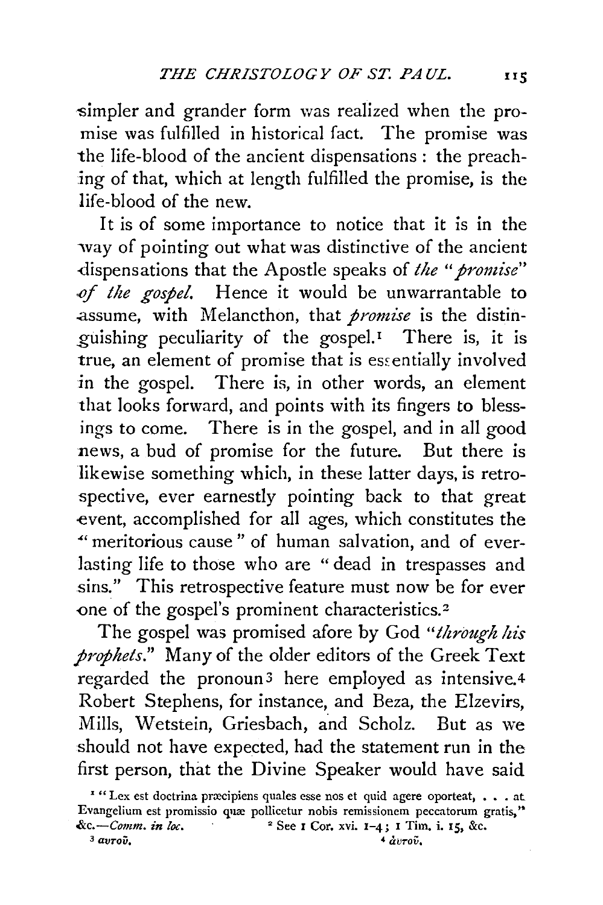simpler and grander form was realized when the promise was fulfilled in historical fact. The promise was the life-blood of the ancient dispensations: the preaching of that, which at length fulfilled the promise, is the life-blood of the new.

It is of some importance to notice that it is in the way of pointing out what was distinctive of the ancient dispensations that the Apostle speaks of *the "promise" of the gospel.* Hence it would be unwarrantable to assume, with Melancthon, that *promise* is the distinguishing peculiarity of the gospel.[1] There is, it is true, an element of promise that is essentially involved in the gospel. There is, in other words, an element that looks forward, and points with its fingers to blessings to come. There is in the gospel, and in all good news, a bud of promise for the future. But there is likewise something which, in these latter days, is retrospective, ever earnestly pointing back to that great event, accomplished for all ages, which constitutes the "meritorious cause" of human salvation, and of everlasting life to those who are "dead in trespasses and sins." This retrospective feature must now be for ever one of the gospel's prominent characteristics.[2]

The gospel was promised afore by God "*through his prophets.*" Many of the older editors of the Greek Text regarded the pronoun[3] here employed as intensive.[4] Robert Stephens, for instance, and Beza, the Elzevirs, Mills, Wetstein, Griesbach, and Scholz. But as we should not have expected, had the statement run in the first person, that the Divine Speaker would have said

[1] "Lex est doctrina præcipiens quales esse nos et quid agere oporteat, . . . at Evangelium est promissio quæ pollicetur nobis remissionem peccatorum gratis," &c.—*Comm. in loc.*

[2] See 1 Cor. xvi. 1–4; 1 Tim. i. 15, &c.

[3] αυτοῦ.

[4] αὑτοῦ.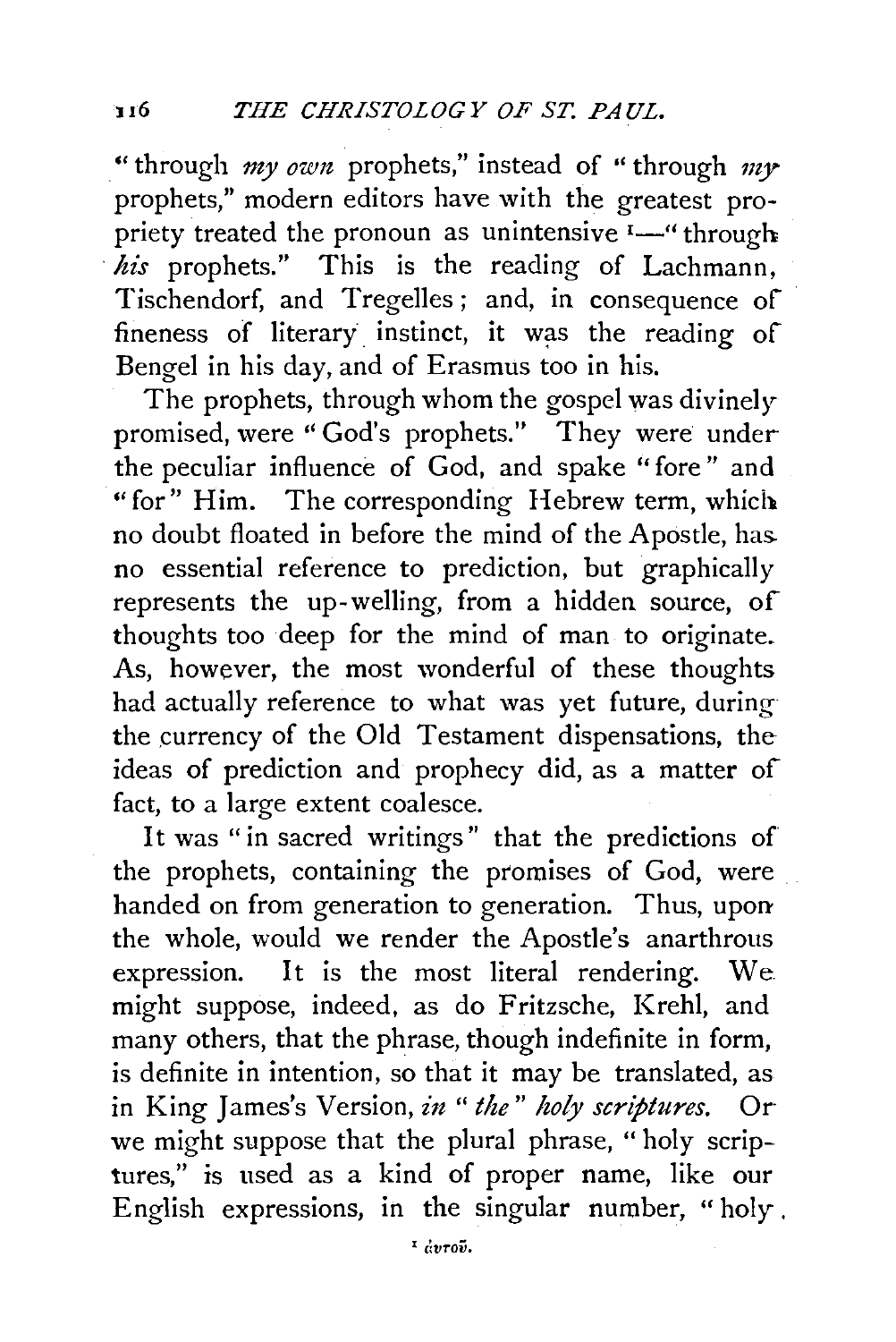"through *my own* prophets," instead of "through *my* prophets," modern editors have with the greatest propriety treated the pronoun as unintensive [1]—"through *his* prophets." This is the reading of Lachmann, Tischendorf, and Tregelles; and, in consequence of fineness of literary instinct, it was the reading of Bengel in his day, and of Erasmus too in his.

The prophets, through whom the gospel was divinely promised, were "God's prophets." They were under the peculiar influence of God, and spake "fore" and "for" Him. The corresponding Hebrew term, which no doubt floated in before the mind of the Apostle, has no essential reference to prediction, but graphically represents the up-welling, from a hidden source, of thoughts too deep for the mind of man to originate. As, however, the most wonderful of these thoughts had actually reference to what was yet future, during the currency of the Old Testament dispensations, the ideas of prediction and prophecy did, as a matter of fact, to a large extent coalesce.

It was "in sacred writings" that the predictions of the prophets, containing the promises of God, were handed on from generation to generation. Thus, upon the whole, would we render the Apostle's anarthrous expression. It is the most literal rendering. We might suppose, indeed, as do Fritzsche, Krehl, and many others, that the phrase, though indefinite in form, is definite in intention, so that it may be translated, as in King James's Version, *in "the" holy scriptures.* Or we might suppose that the plural phrase, "holy scriptures," is used as a kind of proper name, like our English expressions, in the singular number, "holy

[1] αὐτοῦ.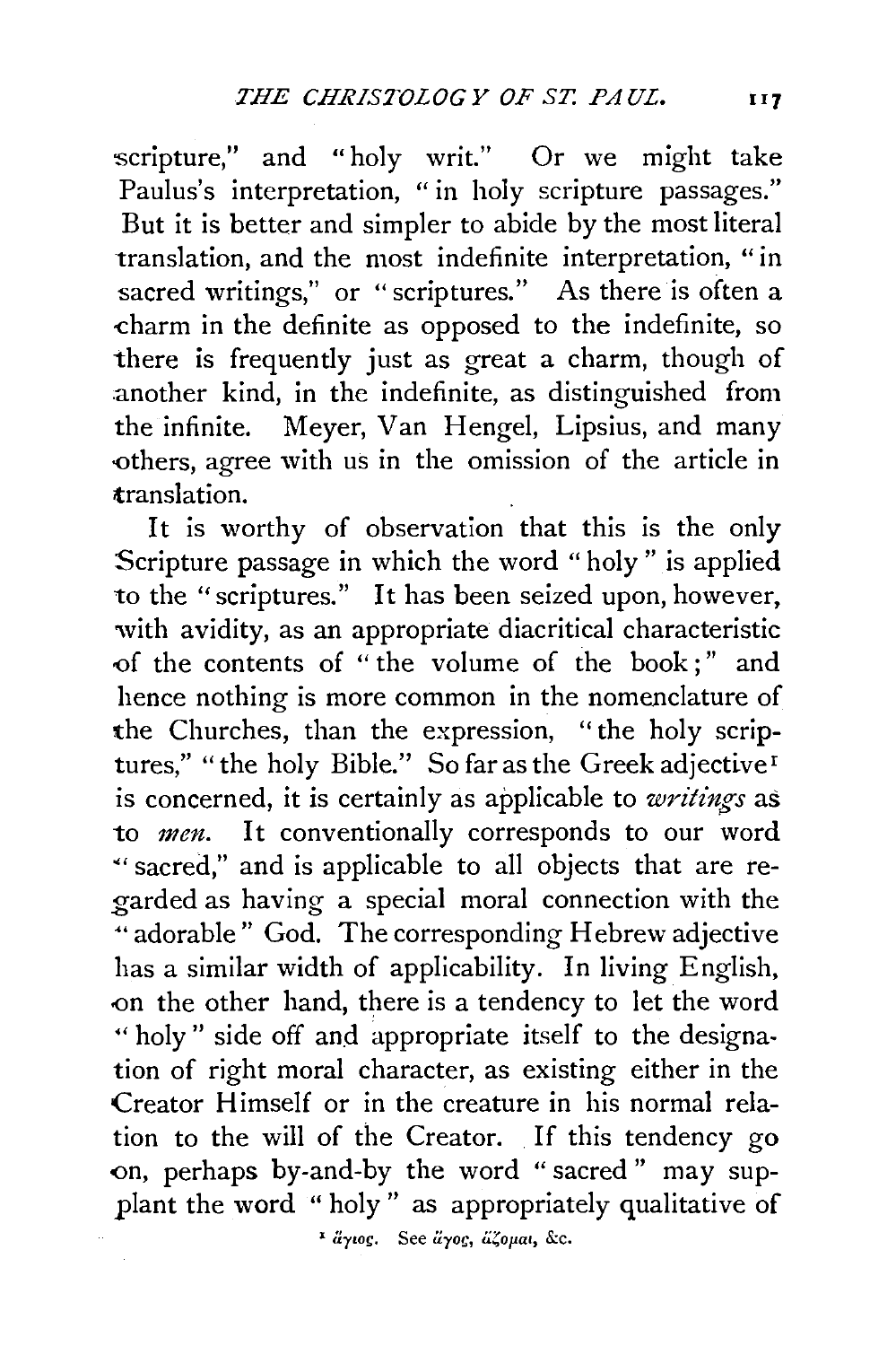scripture," and "holy writ." Or we might take Paulus's interpretation, "in holy scripture passages." But it is better and simpler to abide by the most literal translation, and the most indefinite interpretation, "in sacred writings," or "scriptures." As there is often a charm in the definite as opposed to the indefinite, so there is frequently just as great a charm, though of another kind, in the indefinite, as distinguished from the infinite. Meyer, Van Hengel, Lipsius, and many others, agree with us in the omission of the article in translation.

It is worthy of observation that this is the only Scripture passage in which the word "holy" is applied to the "scriptures." It has been seized upon, however, with avidity, as an appropriate diacritical characteristic of the contents of "the volume of the book;" and hence nothing is more common in the nomenclature of the Churches, than the expression, "the holy scriptures," "the holy Bible." So far as the Greek adjective[1] is concerned, it is certainly as applicable to *writings* as to *men*. It conventionally corresponds to our word "sacred," and is applicable to all objects that are regarded as having a special moral connection with the "adorable" God. The corresponding Hebrew adjective has a similar width of applicability. In living English, on the other hand, there is a tendency to let the word "holy" side off and appropriate itself to the designation of right moral character, as existing either in the Creator Himself or in the creature in his normal relation to the will of the Creator. If this tendency go on, perhaps by-and-by the word "sacred" may supplant the word "holy" as appropriately qualitative of

[1] ἅγιος. See ἅγος, ἅζομαι, &c.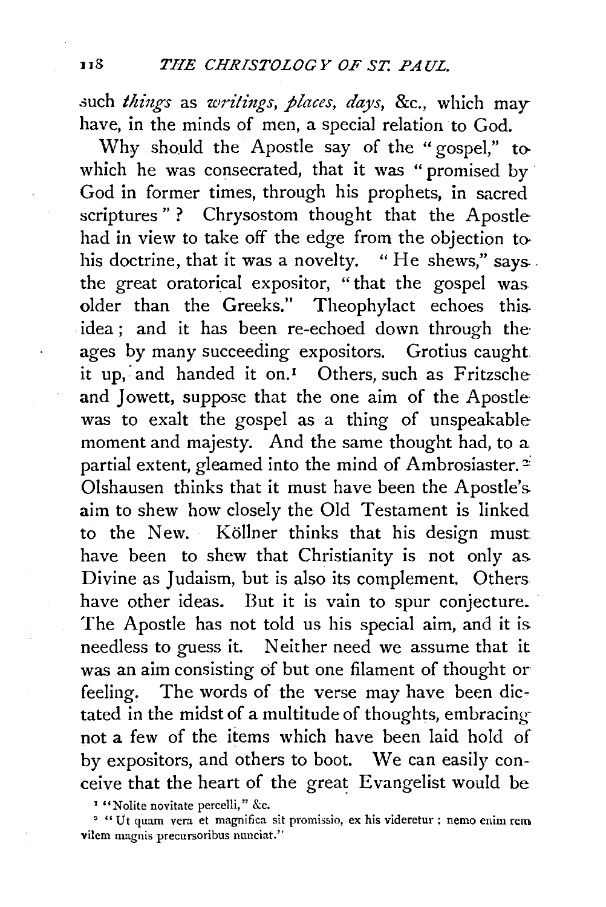such *things* as *writings, places, days,* &c., which may have, in the minds of men, a special relation to God.

Why should the Apostle say of the "gospel," to which he was consecrated, that it was "promised by God in former times, through his prophets, in sacred scriptures"? Chrysostom thought that the Apostle had in view to take off the edge from the objection to his doctrine, that it was a novelty. "He shews," says the great oratorical expositor, "that the gospel was older than the Greeks." Theophylact echoes this idea; and it has been re-echoed down through the ages by many succeeding expositors. Grotius caught it up, and handed it on.[1] Others, such as Fritzsche and Jowett, suppose that the one aim of the Apostle was to exalt the gospel as a thing of unspeakable moment and majesty. And the same thought had, to a partial extent, gleamed into the mind of Ambrosiaster.[2] Olshausen thinks that it must have been the Apostle's aim to shew how closely the Old Testament is linked to the New. Köllner thinks that his design must have been to shew that Christianity is not only as Divine as Judaism, but is also its complement. Others have other ideas. But it is vain to spur conjecture. The Apostle has not told us his special aim, and it is needless to guess it. Neither need we assume that it was an aim consisting of but one filament of thought or feeling. The words of the verse may have been dictated in the midst of a multitude of thoughts, embracing not a few of the items which have been laid hold of by expositors, and others to boot. We can easily conceive that the heart of the great Evangelist would be

[1] "Nolite novitate percelli," &c.

[2] "Ut quam vera et magnifica sit promissio, ex his videretur: nemo enim rem vilem magnis precursoribus nunciat."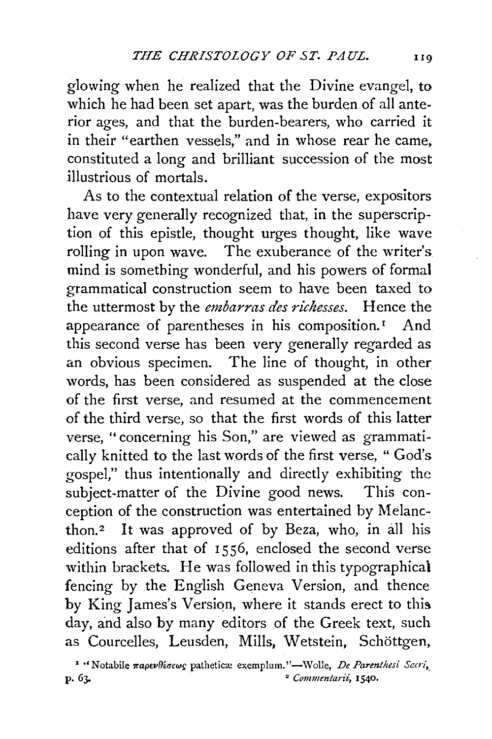glowing when he realized that the Divine evangel, to which he had been set apart, was the burden of all anterior ages, and that the burden-bearers, who carried it in their "earthen vessels," and in whose rear he came, constituted a long and brilliant succession of the most illustrious of mortals.

As to the contextual relation of the verse, expositors have very generally recognized that, in the superscription of this epistle, thought urges thought, like wave rolling in upon wave. The exuberance of the writer's mind is something wonderful, and his powers of formal grammatical construction seem to have been taxed to the uttermost by the *embarras des richesses*. Hence the appearance of parentheses in his composition.[1] And this second verse has been very generally regarded as an obvious specimen. The line of thought, in other words, has been considered as suspended at the close of the first verse, and resumed at the commencement of the third verse, so that the first words of this latter verse, "concerning his Son," are viewed as grammatically knitted to the last words of the first verse, "God's gospel," thus intentionally and directly exhibiting the subject-matter of the Divine good news. This conception of the construction was entertained by Melancthon.[2] It was approved of by Beza, who, in all his editions after that of 1556, enclosed the second verse within brackets. He was followed in this typographical fencing by the English Geneva Version, and thence by King James's Version, where it stands erect to this day, and also by many editors of the Greek text, such as Courcelles, Leusden, Mills, Wetstein, Schöttgen,

[1] "Notabile παρενθέσεως patheticæ exemplum."—Wolle, *De Parenthesi Sacri*, p. 63.

[2] *Commentarii*, 1540.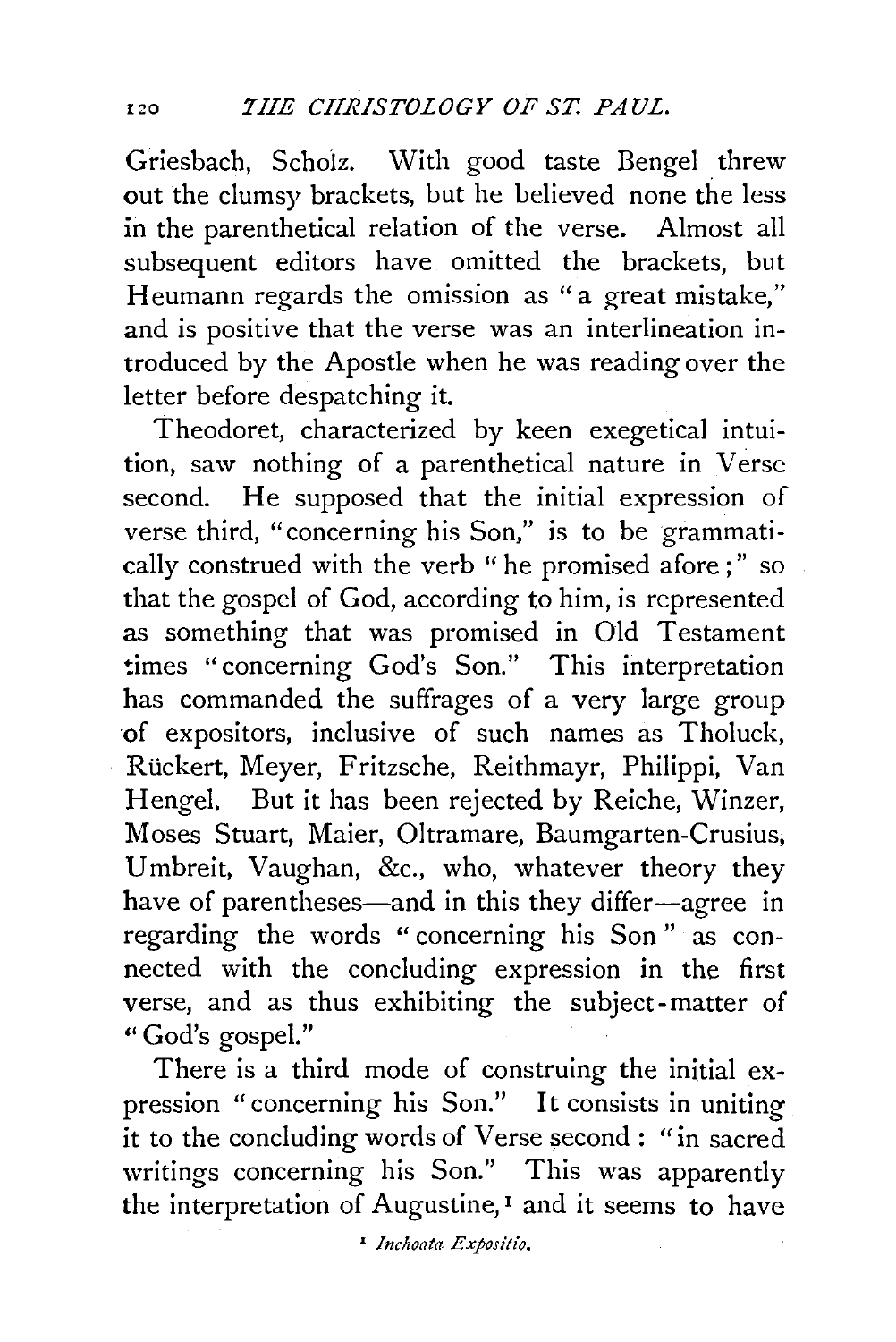Griesbach, Scholz. With good taste Bengel threw out the clumsy brackets, but he believed none the less in the parenthetical relation of the verse. Almost all subsequent editors have omitted the brackets, but Heumann regards the omission as "a great mistake," and is positive that the verse was an interlineation introduced by the Apostle when he was reading over the letter before despatching it.

Theodoret, characterized by keen exegetical intuition, saw nothing of a parenthetical nature in Verse second. He supposed that the initial expression of verse third, "concerning his Son," is to be grammatically construed with the verb "he promised afore;" so that the gospel of God, according to him, is represented as something that was promised in Old Testament times "concerning God's Son." This interpretation has commanded the suffrages of a very large group of expositors, inclusive of such names as Tholuck, Rückert, Meyer, Fritzsche, Reithmayr, Philippi, Van Hengel. But it has been rejected by Reiche, Winzer, Moses Stuart, Maier, Oltramare, Baumgarten-Crusius, Umbreit, Vaughan, &c., who, whatever theory they have of parentheses—and in this they differ—agree in regarding the words "concerning his Son" as connected with the concluding expression in the first verse, and as thus exhibiting the subject-matter of "God's gospel."

There is a third mode of construing the initial expression "concerning his Son." It consists in uniting it to the concluding words of Verse second: "in sacred writings concerning his Son." This was apparently the interpretation of Augustine,[1] and it seems to have

[1] *Inchoata Expositio.*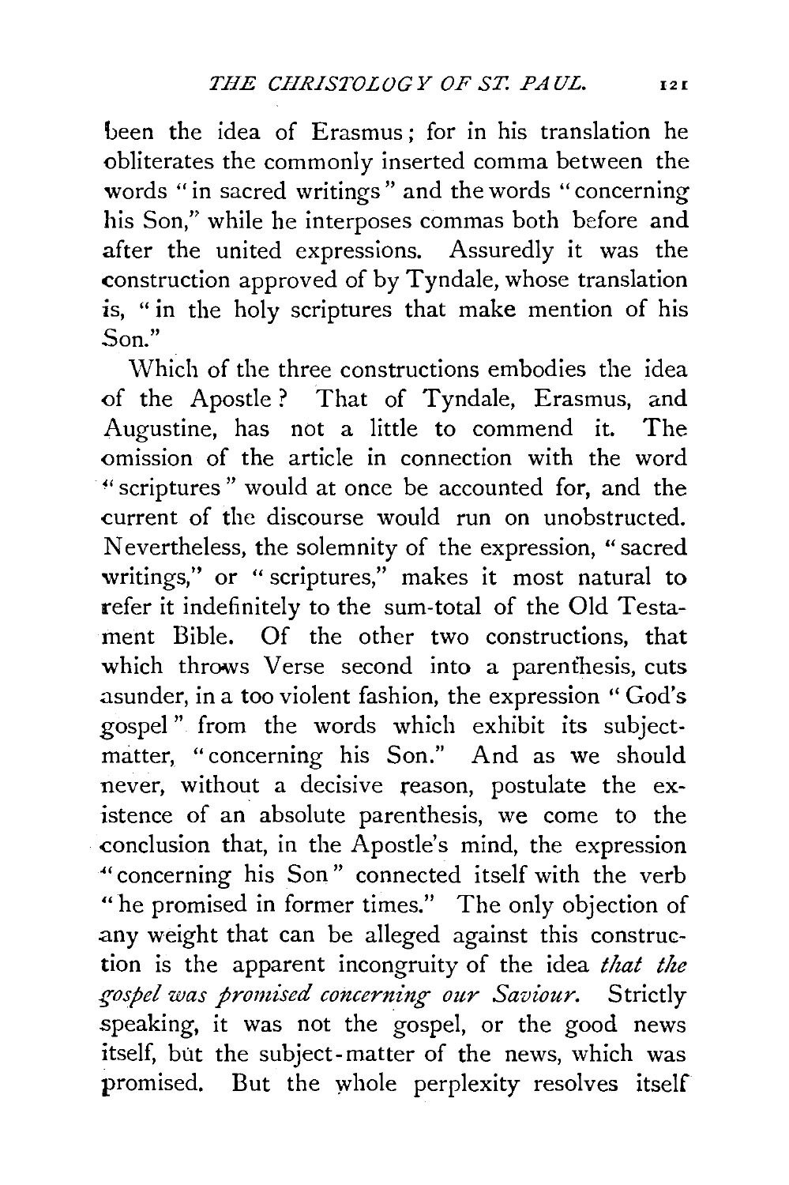been the idea of Erasmus; for in his translation he obliterates the commonly inserted comma between the words "in sacred writings" and the words "concerning his Son," while he interposes commas both before and after the united expressions. Assuredly it was the construction approved of by Tyndale, whose translation is, "in the holy scriptures that make mention of his Son."

Which of the three constructions embodies the idea of the Apostle? That of Tyndale, Erasmus, and Augustine, has not a little to commend it. The omission of the article in connection with the word "scriptures" would at once be accounted for, and the current of the discourse would run on unobstructed. Nevertheless, the solemnity of the expression, "sacred writings," or "scriptures," makes it most natural to refer it indefinitely to the sum-total of the Old Testament Bible. Of the other two constructions, that which throws Verse second into a parenthesis, cuts asunder, in a too violent fashion, the expression "God's gospel" from the words which exhibit its subject-matter, "concerning his Son." And as we should never, without a decisive reason, postulate the existence of an absolute parenthesis, we come to the conclusion that, in the Apostle's mind, the expression "concerning his Son" connected itself with the verb "he promised in former times." The only objection of any weight that can be alleged against this construction is the apparent incongruity of the idea *that the gospel was promised concerning our Saviour.* Strictly speaking, it was not the gospel, or the good news itself, but the subject-matter of the news, which was promised. But the whole perplexity resolves itself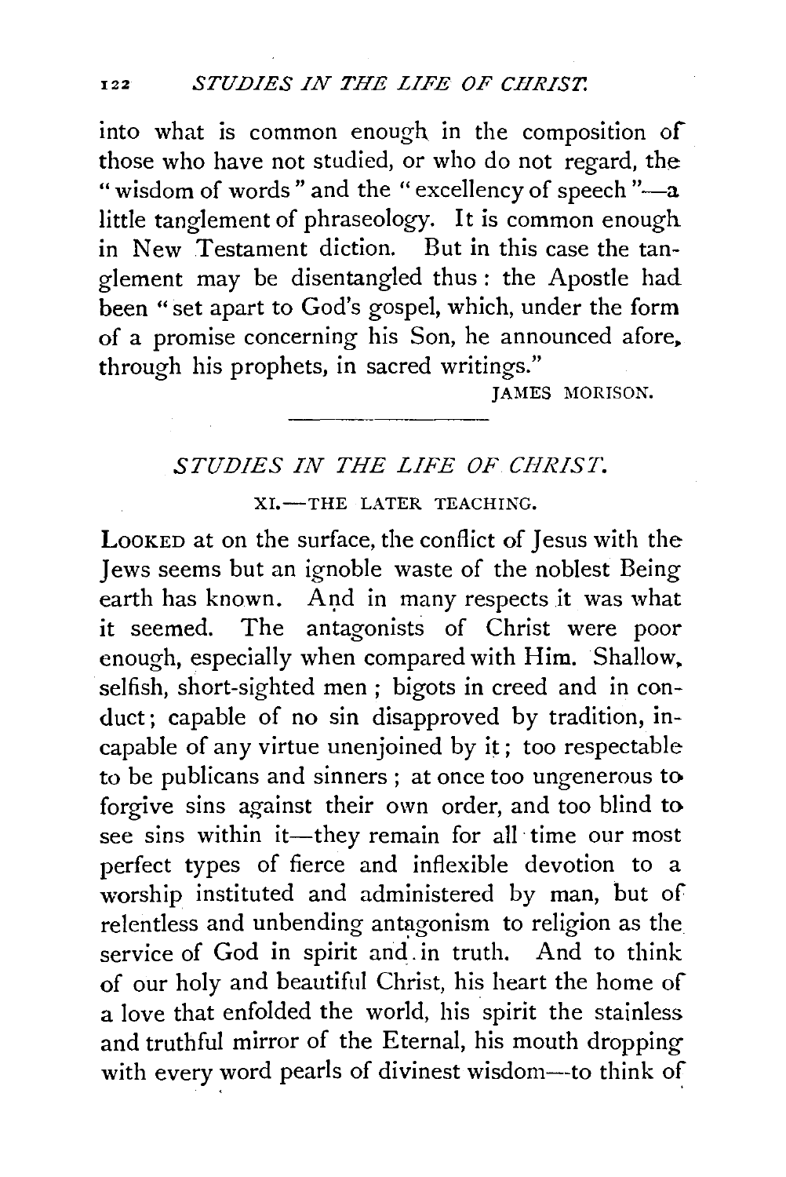into what is common enough in the composition of those who have not studied, or who do not regard, the "wisdom of words" and the "excellency of speech"—a little tanglement of phraseology. It is common enough in New Testament diction. But in this case the tanglement may be disentangled thus: the Apostle had been "set apart to God's gospel, which, under the form of a promise concerning his Son, he announced afore, through his prophets, in sacred writings."

JAMES MORISON.

---

## *STUDIES IN THE LIFE OF CHRIST.*

### XI.—THE LATER TEACHING.

LOOKED at on the surface, the conflict of Jesus with the Jews seems but an ignoble waste of the noblest Being earth has known. And in many respects it was what it seemed. The antagonists of Christ were poor enough, especially when compared with Him. Shallow, selfish, short-sighted men; bigots in creed and in conduct; capable of no sin disapproved by tradition, incapable of any virtue unenjoined by it; too respectable to be publicans and sinners; at once too ungenerous to forgive sins against their own order, and too blind to see sins within it—they remain for all time our most perfect types of fierce and inflexible devotion to a worship instituted and administered by man, but of relentless and unbending antagonism to religion as the service of God in spirit and in truth. And to think of our holy and beautiful Christ, his heart the home of a love that enfolded the world, his spirit the stainless and truthful mirror of the Eternal, his mouth dropping with every word pearls of divinest wisdom—to think of